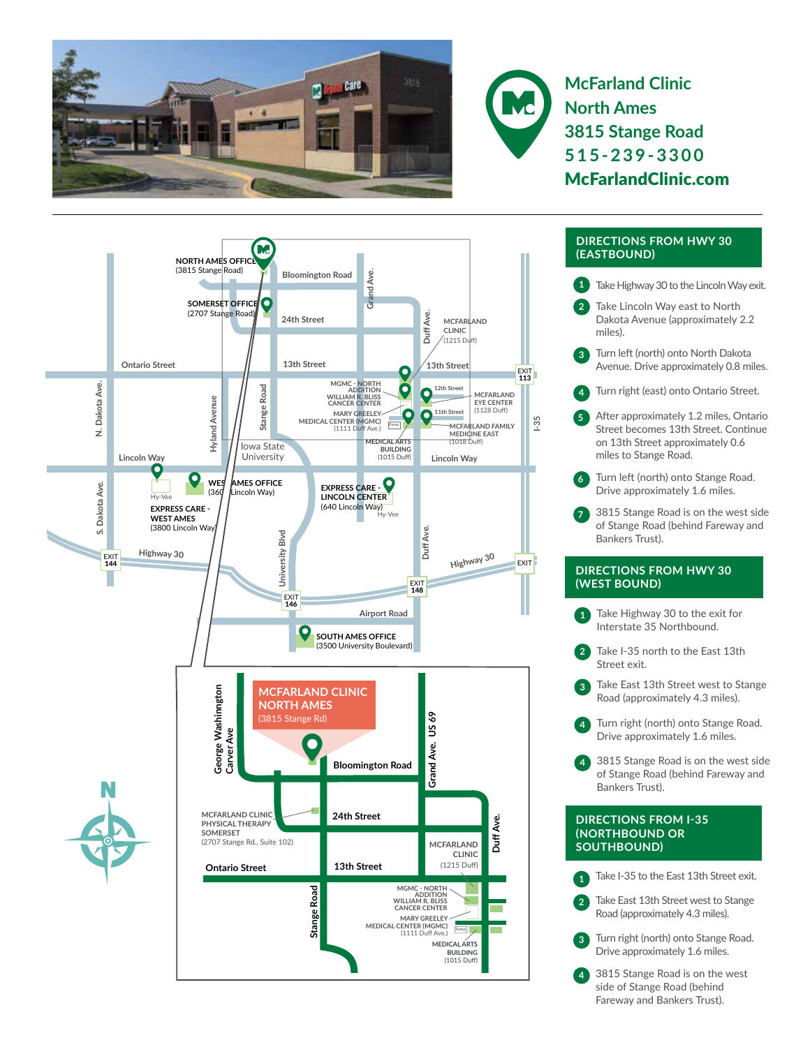# McFarland Clinic
## North Ames
## 3815 Stange Road
## 515-239-3300
## McFarlandClinic.com

NORTH AMES OFFICE (3815 Stange Road)

SOMERSET OFFICE (2707 Stange Road)

MCFARLAND CLINIC (1215 Duff)

MGMC - NORTH ADDITION
WILLIAM R. BLISS CANCER CENTER

MARY GREELEY MEDICAL CENTER (MGMC) (1111 Duff Ave.)

MCFARLAND EYE CENTER (1128 Duff)

MCFARLAND FAMILY MEDICINE EAST (1018 Duff)

MEDICAL ARTS BUILDING (1015 Duff)

WEST AMES OFFICE (3600 Lincoln Way)

EXPRESS CARE - WEST AMES (3800 Lincoln Way)

EXPRESS CARE - LINCOLN CENTER (640 Lincoln Way)

SOUTH AMES OFFICE (3500 University Boulevard)

MCFARLAND CLINIC NORTH AMES (3815 Stange Rd)

MCFARLAND CLINIC PHYSICAL THERAPY SOMERSET (2707 Stange Rd., Suite 102)

## DIRECTIONS FROM HWY 30 (EASTBOUND)

1. Take Highway 30 to the Lincoln Way exit.
2. Take Lincoln Way east to North Dakota Avenue (approximately 2.2 miles).
3. Turn left (north) onto North Dakota Avenue. Drive approximately 0.8 miles.
4. Turn right (east) onto Ontario Street.
5. After approximately 1.2 miles, Ontario Street becomes 13th Street. Continue on 13th Street approximately 0.6 miles to Stange Road.
6. Turn left (north) onto Stange Road. Drive approximately 1.6 miles.
7. 3815 Stange Road is on the west side of Stange Road (behind Fareway and Bankers Trust).

## DIRECTIONS FROM HWY 30 (WEST BOUND)

1. Take Highway 30 to the exit for Interstate 35 Northbound.
2. Take I-35 north to the East 13th Street exit.
3. Take East 13th Street west to Stange Road (approximately 4.3 miles).
4. Turn right (north) onto Stange Road. Drive approximately 1.6 miles.
4. 3815 Stange Road is on the west side of Stange Road (behind Fareway and Bankers Trust).

## DIRECTIONS FROM I-35 (NORTHBOUND OR SOUTHBOUND)

1. Take I-35 to the East 13th Street exit.
2. Take East 13th Street west to Stange Road (approximately 4.3 miles).
3. Turn right (north) onto Stange Road. Drive approximately 1.6 miles.
4. 3815 Stange Road is on the west side of Stange Road (behind Fareway and Bankers Trust).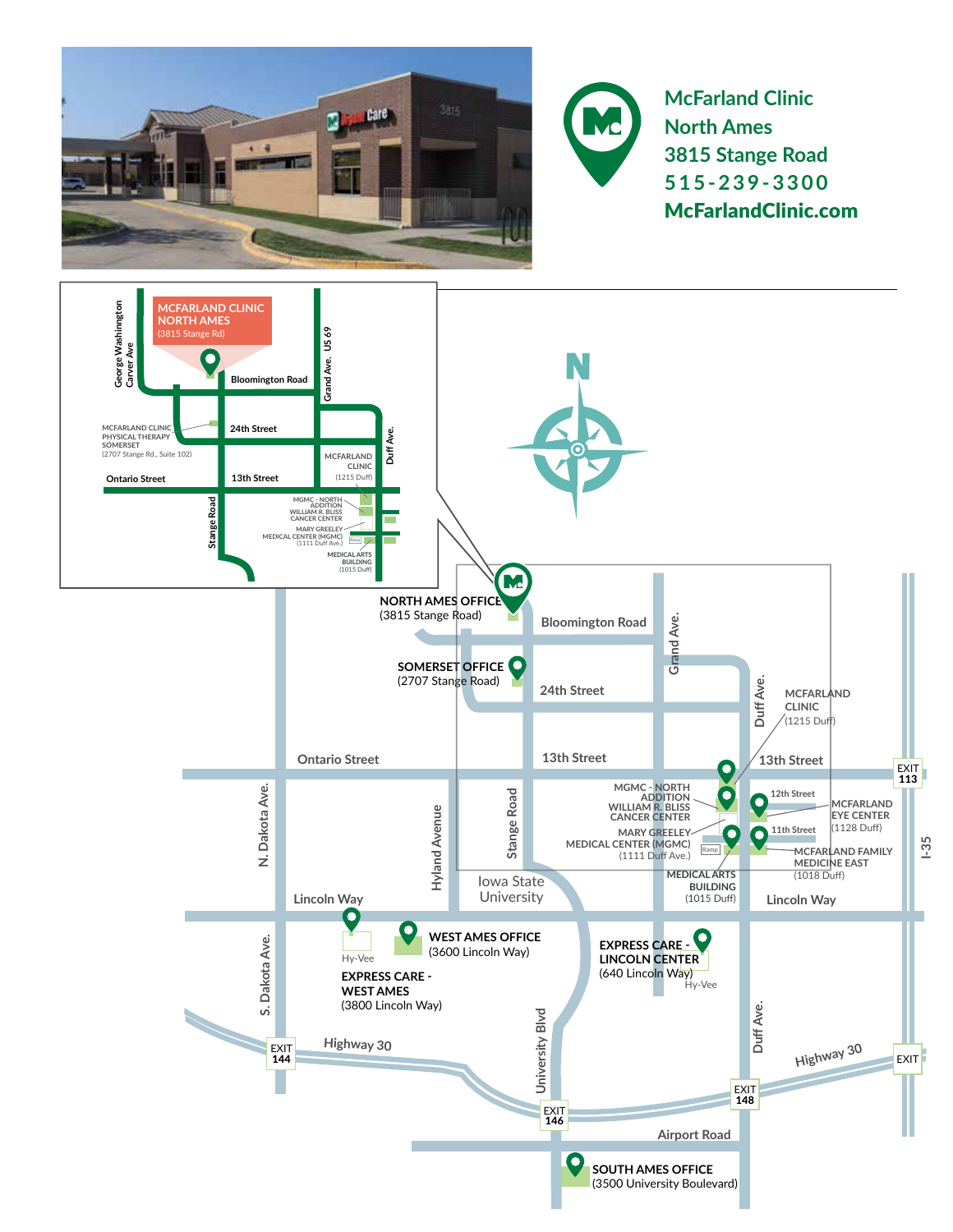## McFarland Clinic
## North Ames
## 3815 Stange Road
## 515-239-3300
## McFarlandClinic.com

MCFARLAND CLINIC NORTH AMES
(3815 Stange Rd)

George Washington Carver Ave

Bloomington Road

Grand Ave. US 69

MCFARLAND CLINIC PHYSICAL THERAPY SOMERSET
(2707 Stange Rd., Suite 102)

24th Street

Duff Ave.

MCFARLAND CLINIC
(1215 Duff)

Ontario Street

13th Street

Stange Road

MGMC - NORTH ADDITION
WILLIAM R. BLISS CANCER CENTER

MARY GREELEY MEDICAL CENTER (MGMC)
(1111 Duff Ave.)

Ramp

MEDICAL ARTS BUILDING
(1015 Duff)

N

NORTH AMES OFFICE
(3815 Stange Road)

Bloomington Road

SOMERSET OFFICE
(2707 Stange Road)

24th Street

Grand Ave.

Duff Ave.

MCFARLAND CLINIC
(1215 Duff)

Ontario Street

13th Street

13th Street

EXIT 113

N. Dakota Ave.

MGMC - NORTH ADDITION
WILLIAM R. BLISS CANCER CENTER

12th Street

MCFARLAND EYE CENTER
(1128 Duff)

Hyland Avenue

Stange Road

MARY GREELEY MEDICAL CENTER (MGMC)
(1111 Duff Ave.)

Ramp

11th Street

I-35

MCFARLAND FAMILY MEDICINE EAST
(1018 Duff)

Iowa State University

MEDICAL ARTS BUILDING
(1015 Duff)

Lincoln Way

Lincoln Way

Hy-Vee

WEST AMES OFFICE
(3600 Lincoln Way)

EXPRESS CARE - LINCOLN CENTER
(640 Lincoln Way)

Hy-Vee

EXPRESS CARE - WEST AMES
(3800 Lincoln Way)

S. Dakota Ave.

University Blvd

Duff Ave.

EXIT 144

Highway 30

Highway 30

EXIT

EXIT 146

EXIT 148

Airport Road

SOUTH AMES OFFICE
(3500 University Boulevard)